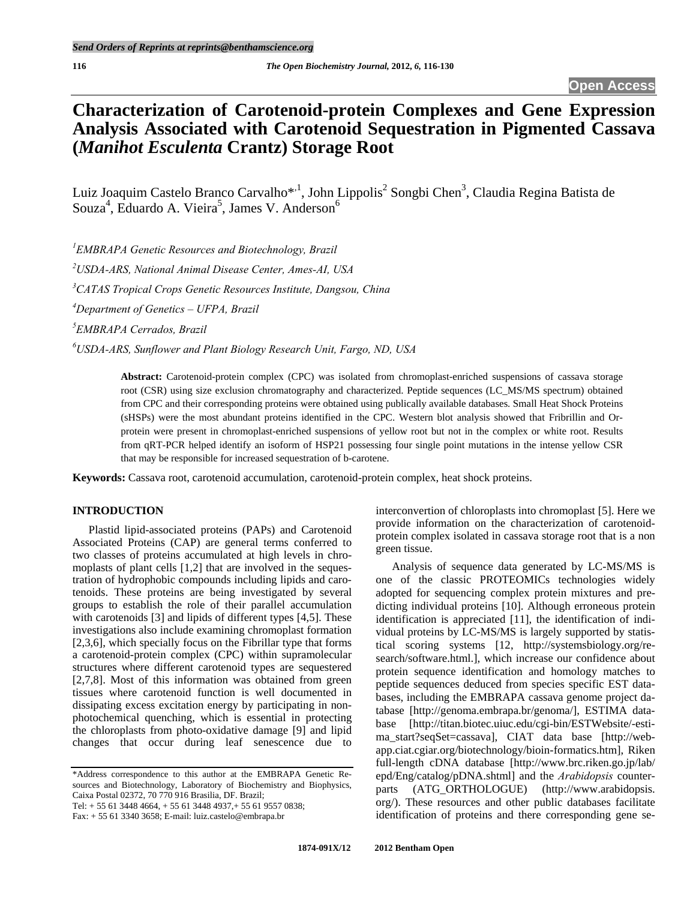Send Orders of Reprints at reprints@benthamscience.org

**Open Access**

# Characterization of Carotenoid-protein Complexes and Gene Expression Analysis Associated with Carotenoid Sequestration in Pigmented Cassava (*Manihot Esculenta* Crantz) Storage Root

Luiz Joaquim Castelo Branco Carvalho*[,1], John Lippolis[2] Songbi Chen[3], Claudia Regina Batista de Souza[4], Eduardo A. Vieira[5], James V. Anderson[6]

[1] *EMBRAPA Genetic Resources and Biotechnology, Brazil*

[2] *USDA-ARS, National Animal Disease Center, Ames-AI, USA*

[3] *CATAS Tropical Crops Genetic Resources Institute, Dangsou, China*

[4] *Department of Genetics – UFPA, Brazil*

[5] *EMBRAPA Cerrados, Brazil*

[6] *USDA-ARS, Sunflower and Plant Biology Research Unit, Fargo, ND, USA*

**Abstract:** Carotenoid-protein complex (CPC) was isolated from chromoplast-enriched suspensions of cassava storage root (CSR) using size exclusion chromatography and characterized. Peptide sequences (LC_MS/MS spectrum) obtained from CPC and their corresponding proteins were obtained using publically available databases. Small Heat Shock Proteins (sHSPs) were the most abundant proteins identified in the CPC. Western blot analysis showed that Fribrillin and Or-protein were present in chromoplast-enriched suspensions of yellow root but not in the complex or white root. Results from qRT-PCR helped identify an isoform of HSP21 possessing four single point mutations in the intense yellow CSR that may be responsible for increased sequestration of b-carotene.

**Keywords:** Cassava root, carotenoid accumulation, carotenoid-protein complex, heat shock proteins.

## INTRODUCTION

Plastid lipid-associated proteins (PAPs) and Carotenoid Associated Proteins (CAP) are general terms conferred to two classes of proteins accumulated at high levels in chromoplasts of plant cells [1,2] that are involved in the sequestration of hydrophobic compounds including lipids and carotenoids. These proteins are being investigated by several groups to establish the role of their parallel accumulation with carotenoids [3] and lipids of different types [4,5]. These investigations also include examining chromoplast formation [2,3,6], which specially focus on the Fibrillar type that forms a carotenoid-protein complex (CPC) within supramolecular structures where different carotenoid types are sequestered [2,7,8]. Most of this information was obtained from green tissues where carotenoid function is well documented in dissipating excess excitation energy by participating in non-photochemical quenching, which is essential in protecting the chloroplasts from photo-oxidative damage [9] and lipid changes that occur during leaf senescence due to interconvertion of chloroplasts into chromoplast [5]. Here we provide information on the characterization of carotenoid-protein complex isolated in cassava storage root that is a non green tissue.

Analysis of sequence data generated by LC-MS/MS is one of the classic PROTEOMICs technologies widely adopted for sequencing complex protein mixtures and predicting individual proteins [10]. Although erroneous protein identification is appreciated [11], the identification of individual proteins by LC-MS/MS is largely supported by statistical scoring systems [12, http://systemsbiology.org/research/software.html.], which increase our confidence about protein sequence identification and homology matches to peptide sequences deduced from species specific EST databases, including the EMBRAPA cassava genome project database [http://genoma.embrapa.br/genoma/], ESTIMA database [http://titan.biotec.uiuc.edu/cgi-bin/ESTWebsite/-estima_start?seqSet=cassava], CIAT data base [http://webapp.ciat.cgiar.org/biotechnology/bioin-formatics.htm], Riken full-length cDNA database [http://www.brc.riken.go.jp/lab/epd/Eng/catalog/pDNA.shtml] and the *Arabidopsis* counterparts (ATG_ORTHOLOGUE) (http://www.arabidopsis.org/). These resources and other public databases facilitate identification of proteins and there corresponding gene se-

*Address correspondence to this author at the EMBRAPA Genetic Resources and Biotechnology, Laboratory of Biochemistry and Biophysics, Caixa Postal 02372, 70 770 916 Brasilia, DF. Brazil;
Tel: + 55 61 3448 4664, + 55 61 3448 4937,+ 55 61 9557 0838;
Fax: + 55 61 3340 3658; E-mail: luiz.castelo@embrapa.br

1874-091X/12 2012 Bentham Open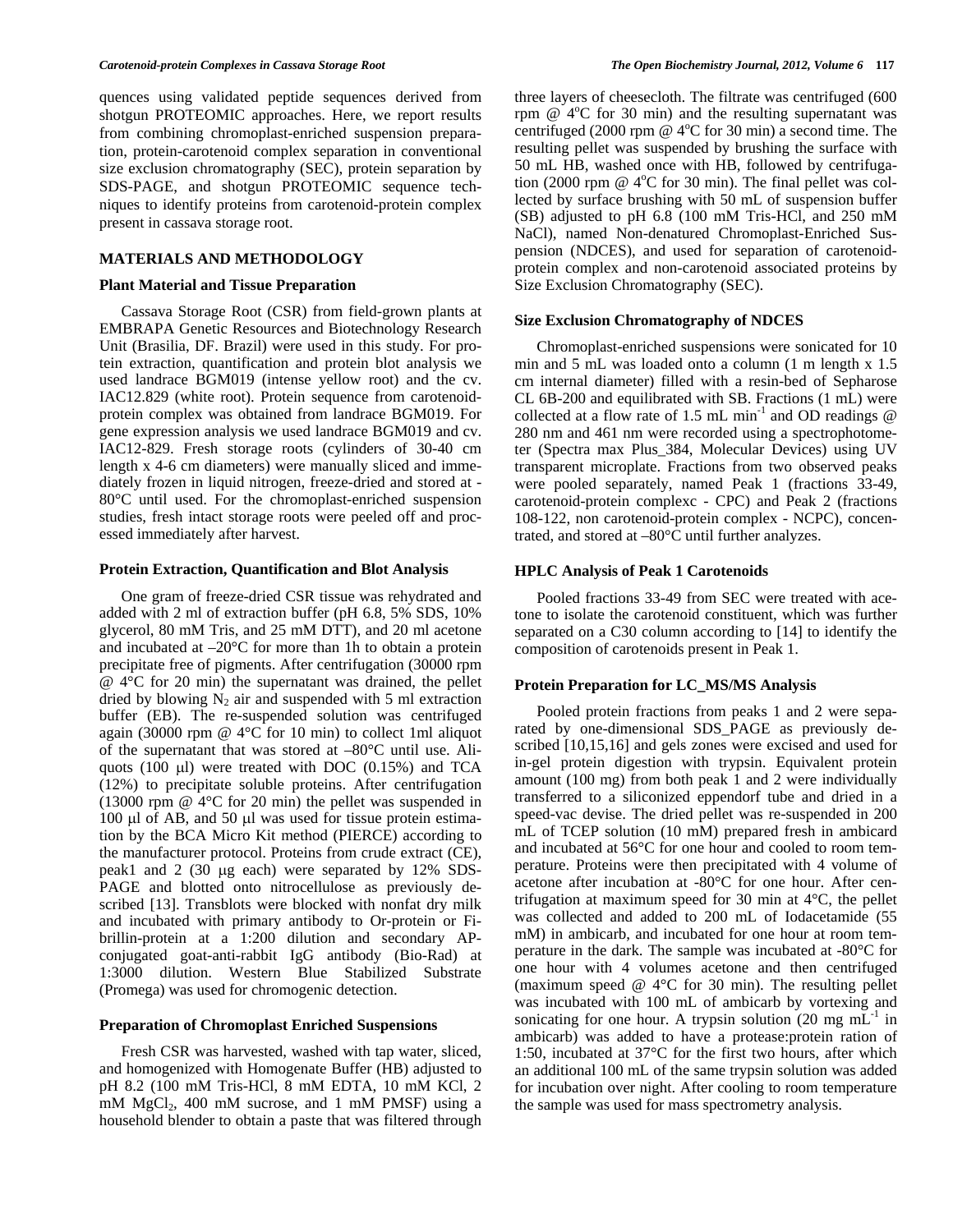quences using validated peptide sequences derived from shotgun PROTEOMIC approaches. Here, we report results from combining chromoplast-enriched suspension preparation, protein-carotenoid complex separation in conventional size exclusion chromatography (SEC), protein separation by SDS-PAGE, and shotgun PROTEOMIC sequence techniques to identify proteins from carotenoid-protein complex present in cassava storage root.

## MATERIALS AND METHODOLOGY

### Plant Material and Tissue Preparation

Cassava Storage Root (CSR) from field-grown plants at EMBRAPA Genetic Resources and Biotechnology Research Unit (Brasilia, DF. Brazil) were used in this study. For protein extraction, quantification and protein blot analysis we used landrace BGM019 (intense yellow root) and the cv. IAC12.829 (white root). Protein sequence from carotenoid-protein complex was obtained from landrace BGM019. For gene expression analysis we used landrace BGM019 and cv. IAC12-829. Fresh storage roots (cylinders of 30-40 cm length x 4-6 cm diameters) were manually sliced and immediately frozen in liquid nitrogen, freeze-dried and stored at -80°C until used. For the chromoplast-enriched suspension studies, fresh intact storage roots were peeled off and processed immediately after harvest.

### Protein Extraction, Quantification and Blot Analysis

One gram of freeze-dried CSR tissue was rehydrated and added with 2 ml of extraction buffer (pH 6.8, 5% SDS, 10% glycerol, 80 mM Tris, and 25 mM DTT), and 20 ml acetone and incubated at –20°C for more than 1h to obtain a protein precipitate free of pigments. After centrifugation (30000 rpm @ 4°C for 20 min) the supernatant was drained, the pellet dried by blowing $N_2$ air and suspended with 5 ml extraction buffer (EB). The re-suspended solution was centrifuged again (30000 rpm @ 4°C for 10 min) to collect 1ml aliquot of the supernatant that was stored at –80°C until use. Aliquots (100 μl) were treated with DOC (0.15%) and TCA (12%) to precipitate soluble proteins. After centrifugation (13000 rpm @ 4°C for 20 min) the pellet was suspended in 100 μl of AB, and 50 μl was used for tissue protein estimation by the BCA Micro Kit method (PIERCE) according to the manufacturer protocol. Proteins from crude extract (CE), peak1 and 2 (30 μg each) were separated by 12% SDS-PAGE and blotted onto nitrocellulose as previously described [13]. Transblots were blocked with nonfat dry milk and incubated with primary antibody to Or-protein or Fibrillin-protein at a 1:200 dilution and secondary AP-conjugated goat-anti-rabbit IgG antibody (Bio-Rad) at 1:3000 dilution. Western Blue Stabilized Substrate (Promega) was used for chromogenic detection.

### Preparation of Chromoplast Enriched Suspensions

Fresh CSR was harvested, washed with tap water, sliced, and homogenized with Homogenate Buffer (HB) adjusted to pH 8.2 (100 mM Tris-HCl, 8 mM EDTA, 10 mM KCl, 2 mM $MgCl_2$, 400 mM sucrose, and 1 mM PMSF) using a household blender to obtain a paste that was filtered through three layers of cheesecloth. The filtrate was centrifuged (600 rpm @ 4°C for 30 min) and the resulting supernatant was centrifuged (2000 rpm @ 4°C for 30 min) a second time. The resulting pellet was suspended by brushing the surface with 50 mL HB, washed once with HB, followed by centrifugation (2000 rpm @ 4°C for 30 min). The final pellet was collected by surface brushing with 50 mL of suspension buffer (SB) adjusted to pH 6.8 (100 mM Tris-HCl, and 250 mM NaCl), named Non-denatured Chromoplast-Enriched Suspension (NDCES), and used for separation of carotenoid-protein complex and non-carotenoid associated proteins by Size Exclusion Chromatography (SEC).

### Size Exclusion Chromatography of NDCES

Chromoplast-enriched suspensions were sonicated for 10 min and 5 mL was loaded onto a column (1 m length x 1.5 cm internal diameter) filled with a resin-bed of Sepharose CL 6B-200 and equilibrated with SB. Fractions (1 mL) were collected at a flow rate of 1.5 mL $min^{-1}$ and OD readings @ 280 nm and 461 nm were recorded using a spectrophotometer (Spectra max Plus_384, Molecular Devices) using UV transparent microplate. Fractions from two observed peaks were pooled separately, named Peak 1 (fractions 33-49, carotenoid-protein complexc - CPC) and Peak 2 (fractions 108-122, non carotenoid-protein complex - NCPC), concentrated, and stored at –80°C until further analyzes.

### HPLC Analysis of Peak 1 Carotenoids

Pooled fractions 33-49 from SEC were treated with acetone to isolate the carotenoid constituent, which was further separated on a C30 column according to [14] to identify the composition of carotenoids present in Peak 1.

### Protein Preparation for LC_MS/MS Analysis

Pooled protein fractions from peaks 1 and 2 were separated by one-dimensional SDS_PAGE as previously described [10,15,16] and gels zones were excised and used for in-gel protein digestion with trypsin. Equivalent protein amount (100 mg) from both peak 1 and 2 were individually transferred to a siliconized eppendorf tube and dried in a speed-vac devise. The dried pellet was re-suspended in 200 mL of TCEP solution (10 mM) prepared fresh in ambicard and incubated at 56°C for one hour and cooled to room temperature. Proteins were then precipitated with 4 volume of acetone after incubation at -80°C for one hour. After centrifugation at maximum speed for 30 min at 4°C, the pellet was collected and added to 200 mL of Iodacetamide (55 mM) in ambicarb, and incubated for one hour at room temperature in the dark. The sample was incubated at -80°C for one hour with 4 volumes acetone and then centrifuged (maximum speed @ 4°C for 30 min). The resulting pellet was incubated with 100 mL of ambicarb by vortexing and sonicating for one hour. A trypsin solution (20 mg $mL^{-1}$ in ambicarb) was added to have a protease:protein ration of 1:50, incubated at 37°C for the first two hours, after which an additional 100 mL of the same trypsin solution was added for incubation over night. After cooling to room temperature the sample was used for mass spectrometry analysis.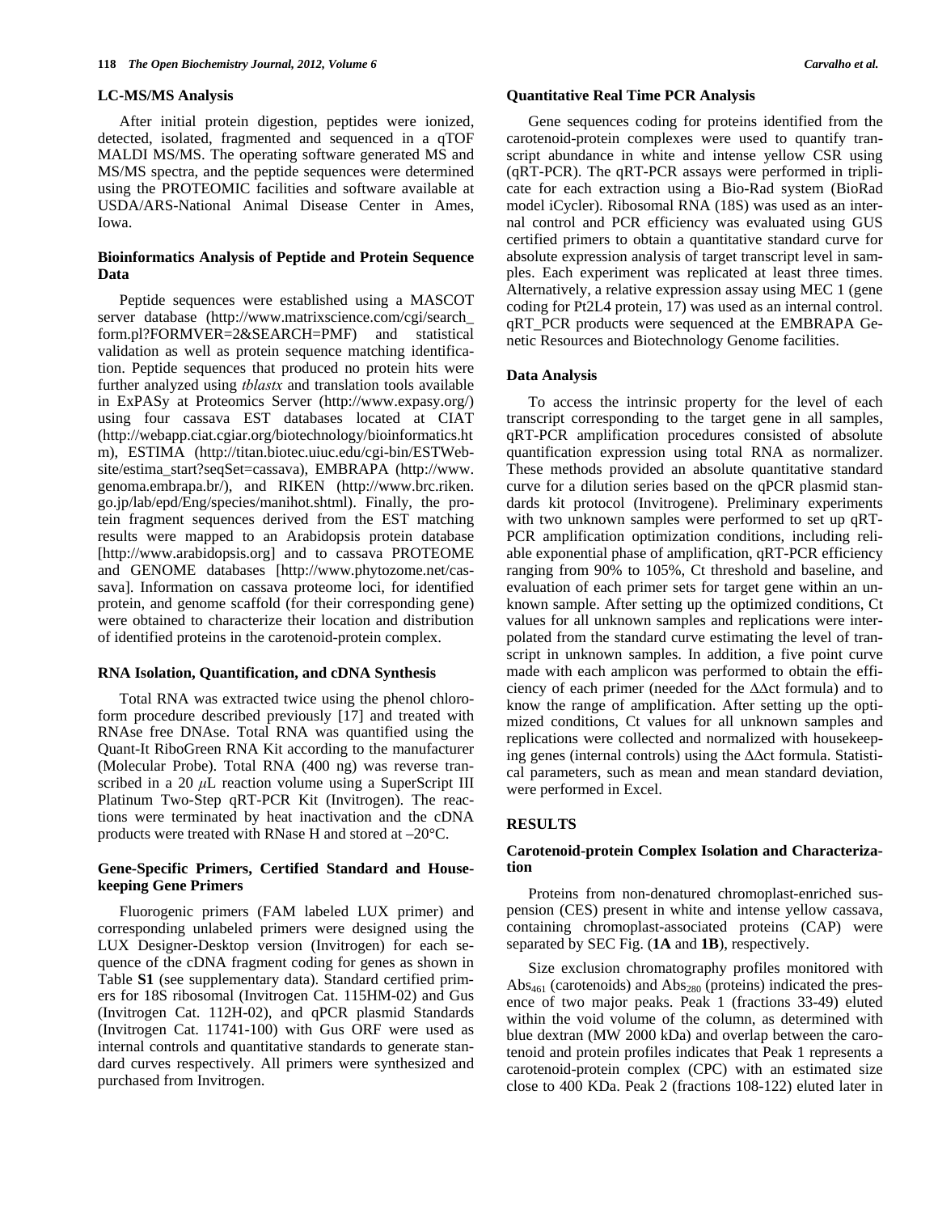### LC-MS/MS Analysis

After initial protein digestion, peptides were ionized, detected, isolated, fragmented and sequenced in a qTOF MALDI MS/MS. The operating software generated MS and MS/MS spectra, and the peptide sequences were determined using the PROTEOMIC facilities and software available at USDA/ARS-National Animal Disease Center in Ames, Iowa.

### Bioinformatics Analysis of Peptide and Protein Sequence Data

Peptide sequences were established using a MASCOT server database (http://www.matrixscience.com/cgi/search_form.pl?FORMVER=2&SEARCH=PMF) and statistical validation as well as protein sequence matching identification. Peptide sequences that produced no protein hits were further analyzed using *tblastx* and translation tools available in ExPASy at Proteomics Server (http://www.expasy.org/) using four cassava EST databases located at CIAT (http://webapp.ciat.cgiar.org/biotechnology/bioinformatics.htm), ESTIMA (http://titan.biotec.uiuc.edu/cgi-bin/ESTWebsite/estima_start?seqSet=cassava), EMBRAPA (http://www.genoma.embrapa.br/), and RIKEN (http://www.brc.riken.go.jp/lab/epd/Eng/species/manihot.shtml). Finally, the protein fragment sequences derived from the EST matching results were mapped to an Arabidopsis protein database [http://www.arabidopsis.org] and to cassava PROTEOME and GENOME databases [http://www.phytozome.net/cassava]. Information on cassava proteome loci, for identified protein, and genome scaffold (for their corresponding gene) were obtained to characterize their location and distribution of identified proteins in the carotenoid-protein complex.

### RNA Isolation, Quantification, and cDNA Synthesis

Total RNA was extracted twice using the phenol chloroform procedure described previously [17] and treated with RNAse free DNAse. Total RNA was quantified using the Quant-It RiboGreen RNA Kit according to the manufacturer (Molecular Probe). Total RNA (400 ng) was reverse transcribed in a 20 $\mu$L reaction volume using a SuperScript III Platinum Two-Step qRT-PCR Kit (Invitrogen). The reactions were terminated by heat inactivation and the cDNA products were treated with RNase H and stored at –20°C.

### Gene-Specific Primers, Certified Standard and Housekeeping Gene Primers

Fluorogenic primers (FAM labeled LUX primer) and corresponding unlabeled primers were designed using the LUX Designer-Desktop version (Invitrogen) for each sequence of the cDNA fragment coding for genes as shown in Table **S1** (see supplementary data). Standard certified primers for 18S ribosomal (Invitrogen Cat. 115HM-02) and Gus (Invitrogen Cat. 112H-02), and qPCR plasmid Standards (Invitrogen Cat. 11741-100) with Gus ORF were used as internal controls and quantitative standards to generate standard curves respectively. All primers were synthesized and purchased from Invitrogen.

### Quantitative Real Time PCR Analysis

Gene sequences coding for proteins identified from the carotenoid-protein complexes were used to quantify transcript abundance in white and intense yellow CSR using (qRT-PCR). The qRT-PCR assays were performed in triplicate for each extraction using a Bio-Rad system (BioRad model iCycler). Ribosomal RNA (18S) was used as an internal control and PCR efficiency was evaluated using GUS certified primers to obtain a quantitative standard curve for absolute expression analysis of target transcript level in samples. Each experiment was replicated at least three times. Alternatively, a relative expression assay using MEC 1 (gene coding for Pt2L4 protein, 17) was used as an internal control. qRT_PCR products were sequenced at the EMBRAPA Genetic Resources and Biotechnology Genome facilities.

### Data Analysis

To access the intrinsic property for the level of each transcript corresponding to the target gene in all samples, qRT-PCR amplification procedures consisted of absolute quantification expression using total RNA as normalizer. These methods provided an absolute quantitative standard curve for a dilution series based on the qPCR plasmid standards kit protocol (Invitrogene). Preliminary experiments with two unknown samples were performed to set up qRT-PCR amplification optimization conditions, including reliable exponential phase of amplification, qRT-PCR efficiency ranging from 90% to 105%, Ct threshold and baseline, and evaluation of each primer sets for target gene within an unknown sample. After setting up the optimized conditions, Ct values for all unknown samples and replications were interpolated from the standard curve estimating the level of transcript in unknown samples. In addition, a five point curve made with each amplicon was performed to obtain the efficiency of each primer (needed for the $\Delta\Delta$ct formula) and to know the range of amplification. After setting up the optimized conditions, Ct values for all unknown samples and replications were collected and normalized with housekeeping genes (internal controls) using the $\Delta\Delta$ct formula. Statistical parameters, such as mean and mean standard deviation, were performed in Excel.

## RESULTS

### Carotenoid-protein Complex Isolation and Characterization

Proteins from non-denatured chromoplast-enriched suspension (CES) present in white and intense yellow cassava, containing chromoplast-associated proteins (CAP) were separated by SEC Fig. (**1A** and **1B**), respectively.

Size exclusion chromatography profiles monitored with $Abs_{461}$ (carotenoids) and $Abs_{280}$ (proteins) indicated the presence of two major peaks. Peak 1 (fractions 33-49) eluted within the void volume of the column, as determined with blue dextran (MW 2000 kDa) and overlap between the carotenoid and protein profiles indicates that Peak 1 represents a carotenoid-protein complex (CPC) with an estimated size close to 400 KDa. Peak 2 (fractions 108-122) eluted later in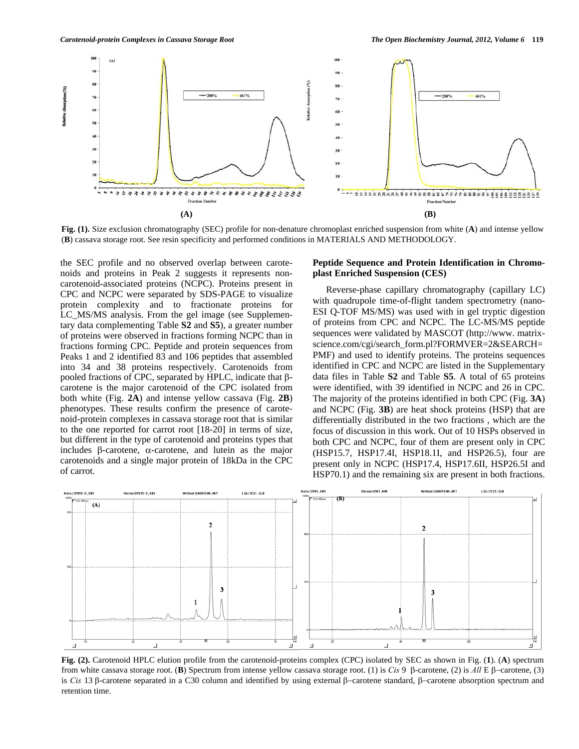(A)

Relative Absorption (%)

280% 461%

Fraction Number

(B)

Relative Absorption (%)

280% 461%

Fraction Number

**Fig. (1).** Size exclusion chromatography (SEC) profile for non-denature chromoplast enriched suspension from white (**A**) and intense yellow (**B**) cassava storage root. See resin specificity and performed conditions in MATERIALS AND METHODOLOGY.

the SEC profile and no observed overlap between carotenoids and proteins in Peak 2 suggests it represents non-carotenoid-associated proteins (NCPC). Proteins present in CPC and NCPC were separated by SDS-PAGE to visualize protein complexity and to fractionate proteins for LC_MS/MS analysis. From the gel image (see Supplementary data complementing Table **S2** and **S5**), a greater number of proteins were observed in fractions forming NCPC than in fractions forming CPC. Peptide and protein sequences from Peaks 1 and 2 identified 83 and 106 peptides that assembled into 34 and 38 proteins respectively. Carotenoids from pooled fractions of CPC, separated by HPLC, indicate that β-carotene is the major carotenoid of the CPC isolated from both white (Fig. **2A**) and intense yellow cassava (Fig. **2B**) phenotypes. These results confirm the presence of carotenoid-protein complexes in cassava storage root that is similar to the one reported for carrot root [18-20] in terms of size, but different in the type of carotenoid and proteins types that includes β-carotene, α-carotene, and lutein as the major carotenoids and a single major protein of 18kDa in the CPC of carrot.

### Peptide Sequence and Protein Identification in Chromoplast Enriched Suspension (CES)

Reverse-phase capillary chromatography (capillary LC) with quadrupole time-of-flight tandem spectrometry (nano-ESI Q-TOF MS/MS) was used with in gel tryptic digestion of proteins from CPC and NCPC. The LC-MS/MS peptide sequences were validated by MASCOT (http://www. matrixscience.com/cgi/search_form.pl?FORMVER=2&SEARCH=PMF) and used to identify proteins. The proteins sequences identified in CPC and NCPC are listed in the Supplementary data files in Table **S2** and Table **S5**. A total of 65 proteins were identified, with 39 identified in NCPC and 26 in CPC. The majority of the proteins identified in both CPC (Fig. **3A**) and NCPC (Fig. **3B**) are heat shock proteins (HSP) that are differentially distributed in the two fractions , which are the focus of discussion in this work. Out of 10 HSPs observed in both CPC and NCPC, four of them are present only in CPC (HSP15.7, HSP17.4I, HSP18.1I, and HSP26.5), four are present only in NCPC (HSP17.4, HSP17.6II, HSP26.5I and HSP70.1) and the remaining six are present in both fractions.

**Fig. (2).** Carotenoid HPLC elution profile from the carotenoid-proteins complex (CPC) isolated by SEC as shown in Fig. (**1**). (**A**) spectrum from white cassava storage root. (**B**) Spectrum from intense yellow cassava storage root. (1) is *Cis* 9 β-carotene, (2) is *All* E β–carotene, (3) is *Cis* 13 β-carotene separated in a C30 column and identified by using external β–carotene standard, β–carotene absorption spectrum and retention time.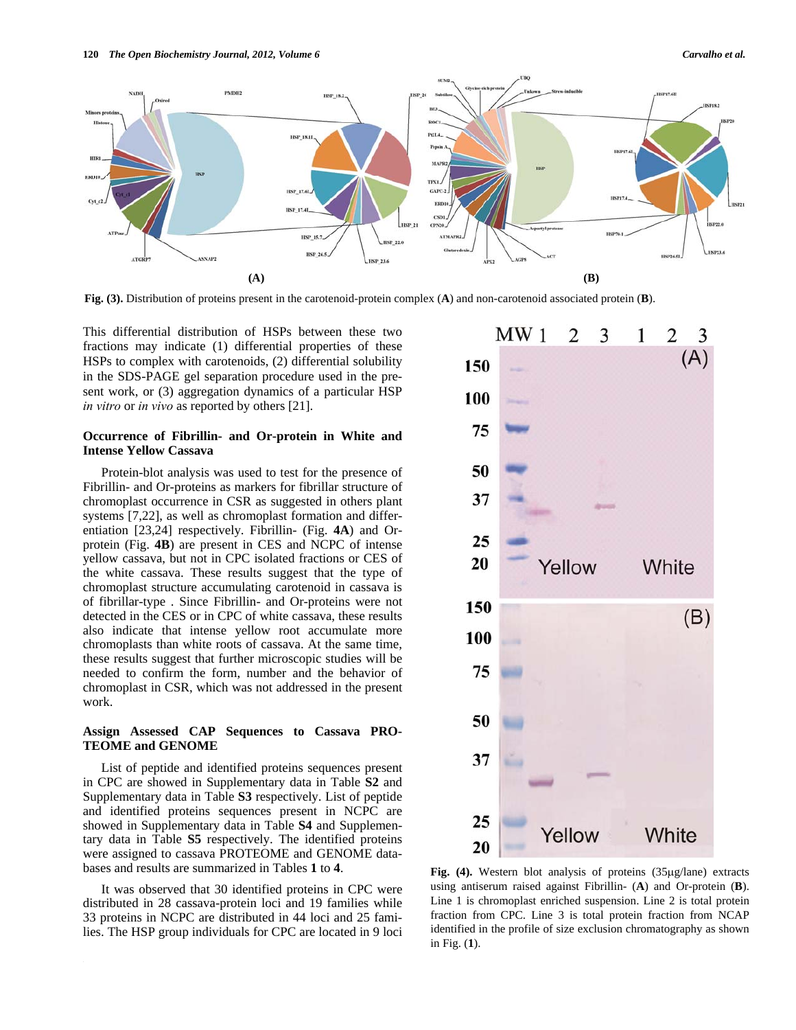**Fig. (3).** Distribution of proteins present in the carotenoid-protein complex (**A**) and non-carotenoid associated protein (**B**).

This differential distribution of HSPs between these two fractions may indicate (1) differential properties of these HSPs to complex with carotenoids, (2) differential solubility in the SDS-PAGE gel separation procedure used in the present work, or (3) aggregation dynamics of a particular HSP *in vitro* or *in vivo* as reported by others [21].

### Occurrence of Fibrillin- and Or-protein in White and Intense Yellow Cassava

Protein-blot analysis was used to test for the presence of Fibrillin- and Or-proteins as markers for fibrillar structure of chromoplast occurrence in CSR as suggested in others plant systems [7,22], as well as chromoplast formation and differentiation [23,24] respectively. Fibrillin- (Fig. **4A**) and Or-protein (Fig. **4B**) are present in CES and NCPC of intense yellow cassava, but not in CPC isolated fractions or CES of the white cassava. These results suggest that the type of chromoplast structure accumulating carotenoid in cassava is of fibrillar-type . Since Fibrillin- and Or-proteins were not detected in the CES or in CPC of white cassava, these results also indicate that intense yellow root accumulate more chromoplasts than white roots of cassava. At the same time, these results suggest that further microscopic studies will be needed to confirm the form, number and the behavior of chromoplast in CSR, which was not addressed in the present work.

### Assign Assessed CAP Sequences to Cassava PROTEOME and GENOME

List of peptide and identified proteins sequences present in CPC are showed in Supplementary data in Table **S2** and Supplementary data in Table **S3** respectively. List of peptide and identified proteins sequences present in NCPC are showed in Supplementary data in Table **S4** and Supplementary data in Table **S5** respectively. The identified proteins were assigned to cassava PROTEOME and GENOME databases and results are summarized in Tables **1** to **4**.

It was observed that 30 identified proteins in CPC were distributed in 28 cassava-protein loci and 19 families while 33 proteins in NCPC are distributed in 44 loci and 25 families. The HSP group individuals for CPC are located in 9 loci

**Fig. (4).** Western blot analysis of proteins (35µg/lane) extracts using antiserum raised against Fibrillin- (**A**) and Or-protein (**B**). Line 1 is chromoplast enriched suspension. Line 2 is total protein fraction from CPC. Line 3 is total protein fraction from NCAP identified in the profile of size exclusion chromatography as shown in Fig. (**1**).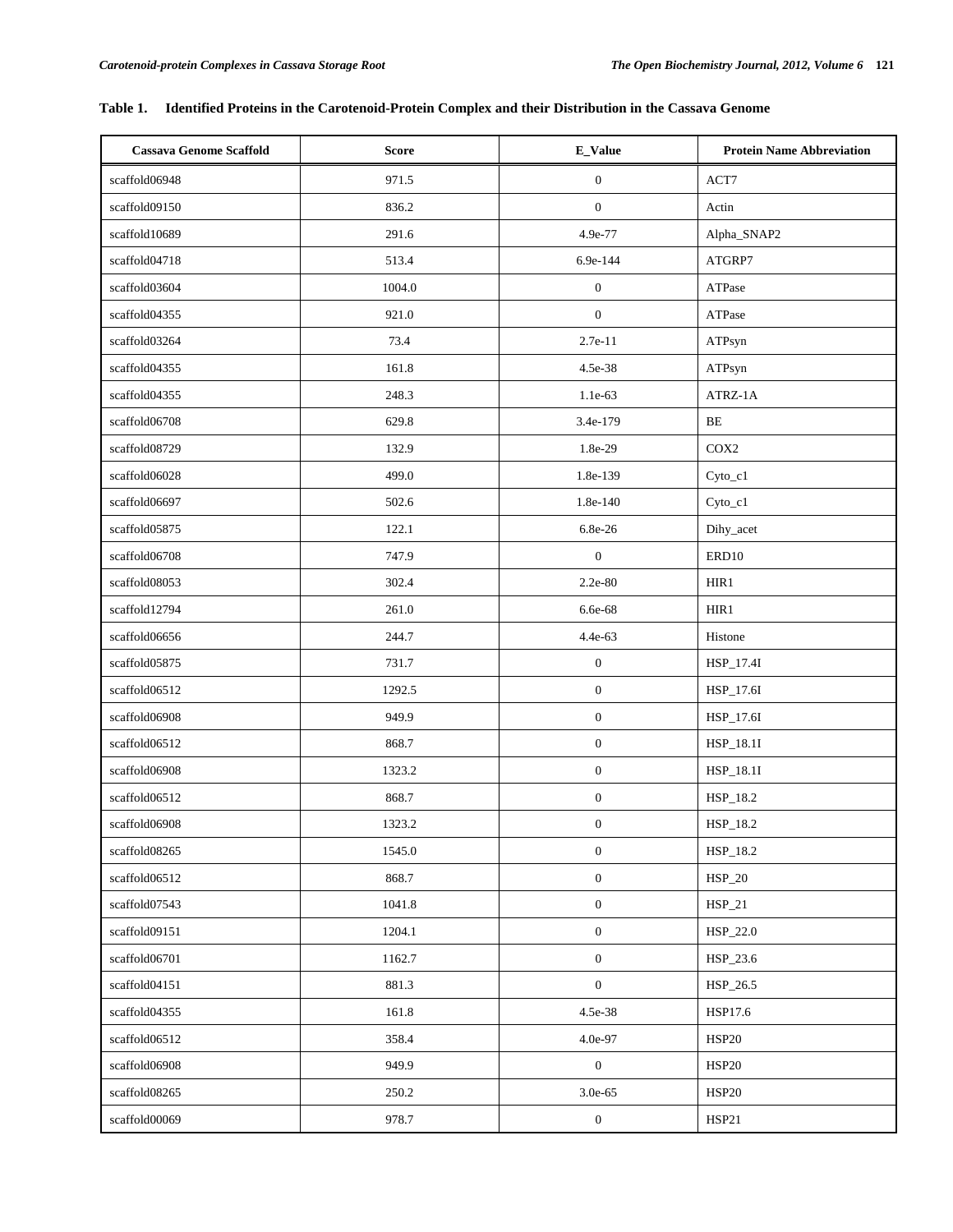**Table 1. Identified Proteins in the Carotenoid-Protein Complex and their Distribution in the Cassava Genome**

| Cassava Genome Scaffold | Score | E_Value | Protein Name Abbreviation |
|---|---|---|---|
| scaffold06948 | 971.5 | 0 | ACT7 |
| scaffold09150 | 836.2 | 0 | Actin |
| scaffold10689 | 291.6 | 4.9e-77 | Alpha_SNAP2 |
| scaffold04718 | 513.4 | 6.9e-144 | ATGRP7 |
| scaffold03604 | 1004.0 | 0 | ATPase |
| scaffold04355 | 921.0 | 0 | ATPase |
| scaffold03264 | 73.4 | 2.7e-11 | ATPsyn |
| scaffold04355 | 161.8 | 4.5e-38 | ATPsyn |
| scaffold04355 | 248.3 | 1.1e-63 | ATRZ-1A |
| scaffold06708 | 629.8 | 3.4e-179 | BE |
| scaffold08729 | 132.9 | 1.8e-29 | COX2 |
| scaffold06028 | 499.0 | 1.8e-139 | Cyto_c1 |
| scaffold06697 | 502.6 | 1.8e-140 | Cyto_c1 |
| scaffold05875 | 122.1 | 6.8e-26 | Dihy_acet |
| scaffold06708 | 747.9 | 0 | ERD10 |
| scaffold08053 | 302.4 | 2.2e-80 | HIR1 |
| scaffold12794 | 261.0 | 6.6e-68 | HIR1 |
| scaffold06656 | 244.7 | 4.4e-63 | Histone |
| scaffold05875 | 731.7 | 0 | HSP_17.4I |
| scaffold06512 | 1292.5 | 0 | HSP_17.6I |
| scaffold06908 | 949.9 | 0 | HSP_17.6I |
| scaffold06512 | 868.7 | 0 | HSP_18.1I |
| scaffold06908 | 1323.2 | 0 | HSP_18.1I |
| scaffold06512 | 868.7 | 0 | HSP_18.2 |
| scaffold06908 | 1323.2 | 0 | HSP_18.2 |
| scaffold08265 | 1545.0 | 0 | HSP_18.2 |
| scaffold06512 | 868.7 | 0 | HSP_20 |
| scaffold07543 | 1041.8 | 0 | HSP_21 |
| scaffold09151 | 1204.1 | 0 | HSP_22.0 |
| scaffold06701 | 1162.7 | 0 | HSP_23.6 |
| scaffold04151 | 881.3 | 0 | HSP_26.5 |
| scaffold04355 | 161.8 | 4.5e-38 | HSP17.6 |
| scaffold06512 | 358.4 | 4.0e-97 | HSP20 |
| scaffold06908 | 949.9 | 0 | HSP20 |
| scaffold08265 | 250.2 | 3.0e-65 | HSP20 |
| scaffold00069 | 978.7 | 0 | HSP21 |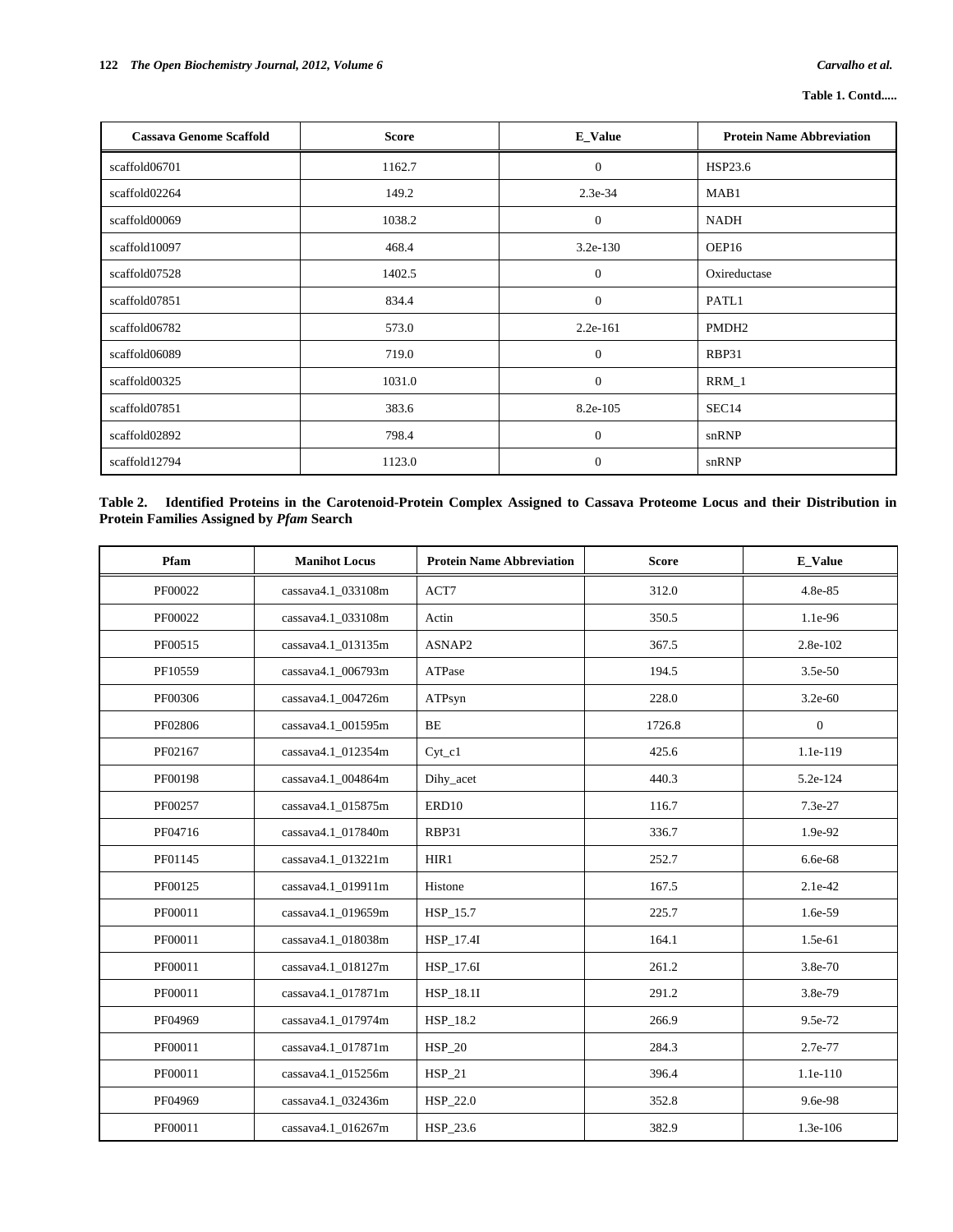**Table 1. Contd.....**

| Cassava Genome Scaffold | Score | E_Value | Protein Name Abbreviation |
|---|---|---|---|
| scaffold06701 | 1162.7 | 0 | HSP23.6 |
| scaffold02264 | 149.2 | 2.3e-34 | MAB1 |
| scaffold00069 | 1038.2 | 0 | NADH |
| scaffold10097 | 468.4 | 3.2e-130 | OEP16 |
| scaffold07528 | 1402.5 | 0 | Oxireductase |
| scaffold07851 | 834.4 | 0 | PATL1 |
| scaffold06782 | 573.0 | 2.2e-161 | PMDH2 |
| scaffold06089 | 719.0 | 0 | RBP31 |
| scaffold00325 | 1031.0 | 0 | RRM_1 |
| scaffold07851 | 383.6 | 8.2e-105 | SEC14 |
| scaffold02892 | 798.4 | 0 | snRNP |
| scaffold12794 | 1123.0 | 0 | snRNP |

**Table 2. Identified Proteins in the Carotenoid-Protein Complex Assigned to Cassava Proteome Locus and their Distribution in Protein Families Assigned by *Pfam* Search**

| Pfam | Manihot Locus | Protein Name Abbreviation | Score | E_Value |
|---|---|---|---|---|
| PF00022 | cassava4.1_033108m | ACT7 | 312.0 | 4.8e-85 |
| PF00022 | cassava4.1_033108m | Actin | 350.5 | 1.1e-96 |
| PF00515 | cassava4.1_013135m | ASNAP2 | 367.5 | 2.8e-102 |
| PF10559 | cassava4.1_006793m | ATPase | 194.5 | 3.5e-50 |
| PF00306 | cassava4.1_004726m | ATPsyn | 228.0 | 3.2e-60 |
| PF02806 | cassava4.1_001595m | BE | 1726.8 | 0 |
| PF02167 | cassava4.1_012354m | Cyt_c1 | 425.6 | 1.1e-119 |
| PF00198 | cassava4.1_004864m | Dihy_acet | 440.3 | 5.2e-124 |
| PF00257 | cassava4.1_015875m | ERD10 | 116.7 | 7.3e-27 |
| PF04716 | cassava4.1_017840m | RBP31 | 336.7 | 1.9e-92 |
| PF01145 | cassava4.1_013221m | HIR1 | 252.7 | 6.6e-68 |
| PF00125 | cassava4.1_019911m | Histone | 167.5 | 2.1e-42 |
| PF00011 | cassava4.1_019659m | HSP_15.7 | 225.7 | 1.6e-59 |
| PF00011 | cassava4.1_018038m | HSP_17.4I | 164.1 | 1.5e-61 |
| PF00011 | cassava4.1_018127m | HSP_17.6I | 261.2 | 3.8e-70 |
| PF00011 | cassava4.1_017871m | HSP_18.1I | 291.2 | 3.8e-79 |
| PF04969 | cassava4.1_017974m | HSP_18.2 | 266.9 | 9.5e-72 |
| PF00011 | cassava4.1_017871m | HSP_20 | 284.3 | 2.7e-77 |
| PF00011 | cassava4.1_015256m | HSP_21 | 396.4 | 1.1e-110 |
| PF04969 | cassava4.1_032436m | HSP_22.0 | 352.8 | 9.6e-98 |
| PF00011 | cassava4.1_016267m | HSP_23.6 | 382.9 | 1.3e-106 |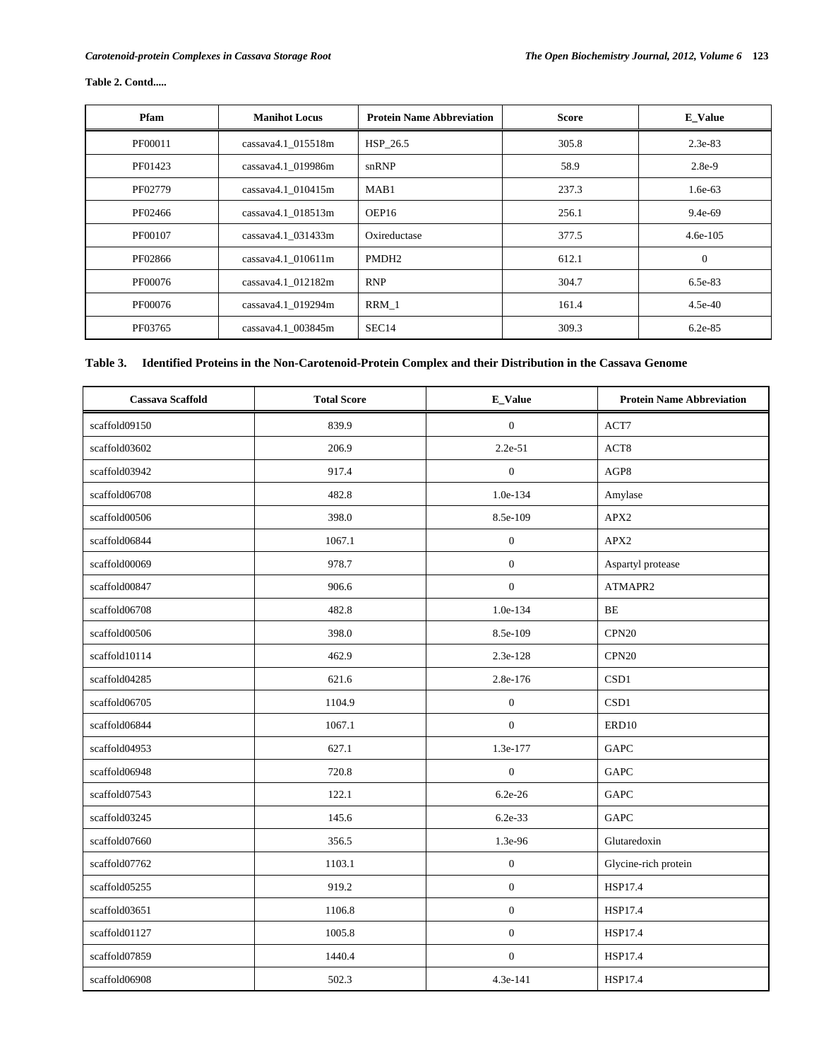**Table 2. Contd.....**

| Pfam | Manihot Locus | Protein Name Abbreviation | Score | E_Value |
|---|---|---|---|---|
| PF00011 | cassava4.1_015518m | HSP_26.5 | 305.8 | 2.3e-83 |
| PF01423 | cassava4.1_019986m | snRNP | 58.9 | 2.8e-9 |
| PF02779 | cassava4.1_010415m | MAB1 | 237.3 | 1.6e-63 |
| PF02466 | cassava4.1_018513m | OEP16 | 256.1 | 9.4e-69 |
| PF00107 | cassava4.1_031433m | Oxireductase | 377.5 | 4.6e-105 |
| PF02866 | cassava4.1_010611m | PMDH2 | 612.1 | 0 |
| PF00076 | cassava4.1_012182m | RNP | 304.7 | 6.5e-83 |
| PF00076 | cassava4.1_019294m | RRM_1 | 161.4 | 4.5e-40 |
| PF03765 | cassava4.1_003845m | SEC14 | 309.3 | 6.2e-85 |

**Table 3. Identified Proteins in the Non-Carotenoid-Protein Complex and their Distribution in the Cassava Genome**

| Cassava Scaffold | Total Score | E_Value | Protein Name Abbreviation |
|---|---|---|---|
| scaffold09150 | 839.9 | 0 | ACT7 |
| scaffold03602 | 206.9 | 2.2e-51 | ACT8 |
| scaffold03942 | 917.4 | 0 | AGP8 |
| scaffold06708 | 482.8 | 1.0e-134 | Amylase |
| scaffold00506 | 398.0 | 8.5e-109 | APX2 |
| scaffold06844 | 1067.1 | 0 | APX2 |
| scaffold00069 | 978.7 | 0 | Aspartyl protease |
| scaffold00847 | 906.6 | 0 | ATMAPR2 |
| scaffold06708 | 482.8 | 1.0e-134 | BE |
| scaffold00506 | 398.0 | 8.5e-109 | CPN20 |
| scaffold10114 | 462.9 | 2.3e-128 | CPN20 |
| scaffold04285 | 621.6 | 2.8e-176 | CSD1 |
| scaffold06705 | 1104.9 | 0 | CSD1 |
| scaffold06844 | 1067.1 | 0 | ERD10 |
| scaffold04953 | 627.1 | 1.3e-177 | GAPC |
| scaffold06948 | 720.8 | 0 | GAPC |
| scaffold07543 | 122.1 | 6.2e-26 | GAPC |
| scaffold03245 | 145.6 | 6.2e-33 | GAPC |
| scaffold07660 | 356.5 | 1.3e-96 | Glutaredoxin |
| scaffold07762 | 1103.1 | 0 | Glycine-rich protein |
| scaffold05255 | 919.2 | 0 | HSP17.4 |
| scaffold03651 | 1106.8 | 0 | HSP17.4 |
| scaffold01127 | 1005.8 | 0 | HSP17.4 |
| scaffold07859 | 1440.4 | 0 | HSP17.4 |
| scaffold06908 | 502.3 | 4.3e-141 | HSP17.4 |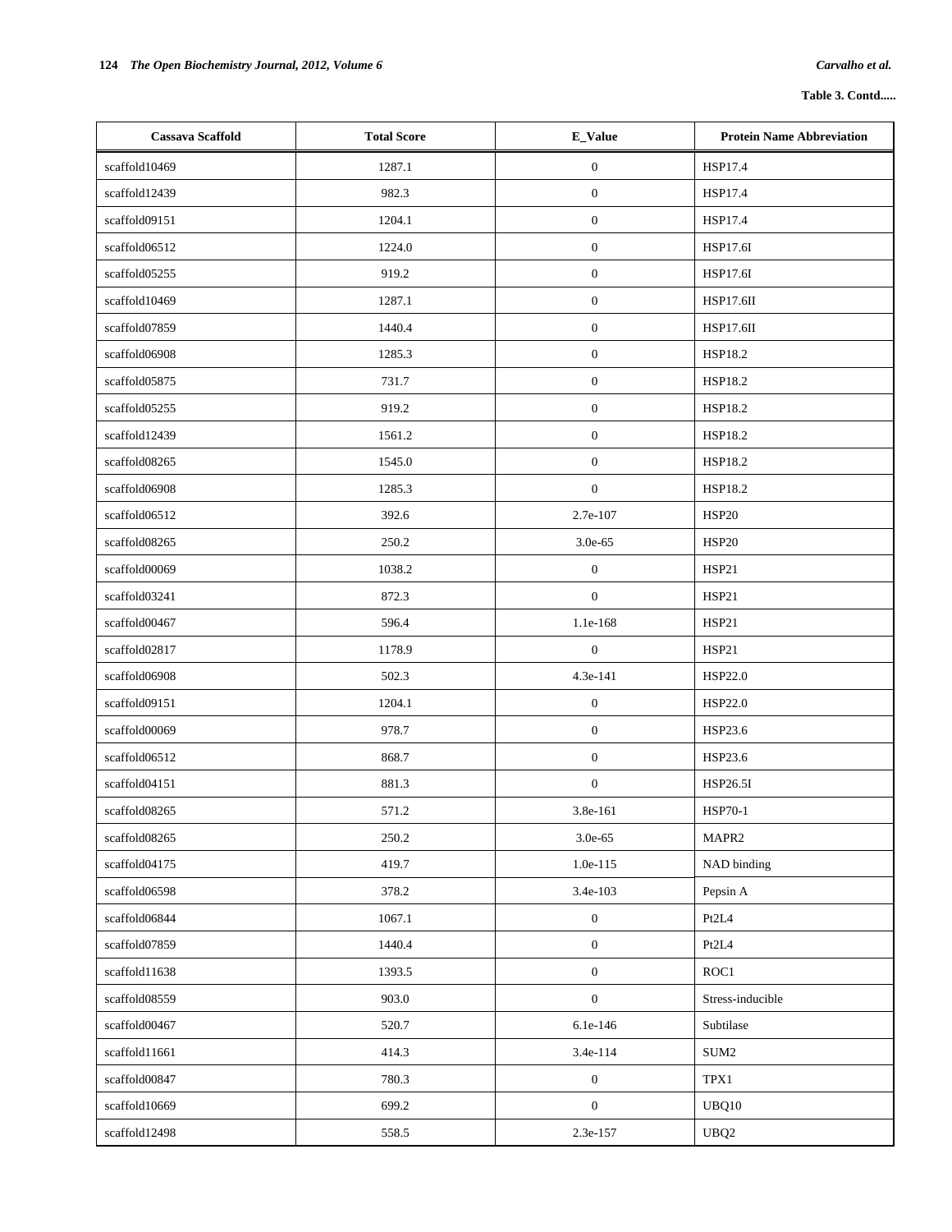**Table 3. Contd.....**

| Cassava Scaffold | Total Score | E_Value | Protein Name Abbreviation |
|---|---|---|---|
| scaffold10469 | 1287.1 | 0 | HSP17.4 |
| scaffold12439 | 982.3 | 0 | HSP17.4 |
| scaffold09151 | 1204.1 | 0 | HSP17.4 |
| scaffold06512 | 1224.0 | 0 | HSP17.6I |
| scaffold05255 | 919.2 | 0 | HSP17.6I |
| scaffold10469 | 1287.1 | 0 | HSP17.6II |
| scaffold07859 | 1440.4 | 0 | HSP17.6II |
| scaffold06908 | 1285.3 | 0 | HSP18.2 |
| scaffold05875 | 731.7 | 0 | HSP18.2 |
| scaffold05255 | 919.2 | 0 | HSP18.2 |
| scaffold12439 | 1561.2 | 0 | HSP18.2 |
| scaffold08265 | 1545.0 | 0 | HSP18.2 |
| scaffold06908 | 1285.3 | 0 | HSP18.2 |
| scaffold06512 | 392.6 | 2.7e-107 | HSP20 |
| scaffold08265 | 250.2 | 3.0e-65 | HSP20 |
| scaffold00069 | 1038.2 | 0 | HSP21 |
| scaffold03241 | 872.3 | 0 | HSP21 |
| scaffold00467 | 596.4 | 1.1e-168 | HSP21 |
| scaffold02817 | 1178.9 | 0 | HSP21 |
| scaffold06908 | 502.3 | 4.3e-141 | HSP22.0 |
| scaffold09151 | 1204.1 | 0 | HSP22.0 |
| scaffold00069 | 978.7 | 0 | HSP23.6 |
| scaffold06512 | 868.7 | 0 | HSP23.6 |
| scaffold04151 | 881.3 | 0 | HSP26.5I |
| scaffold08265 | 571.2 | 3.8e-161 | HSP70-1 |
| scaffold08265 | 250.2 | 3.0e-65 | MAPR2 |
| scaffold04175 | 419.7 | 1.0e-115 | NAD binding |
| scaffold06598 | 378.2 | 3.4e-103 | Pepsin A |
| scaffold06844 | 1067.1 | 0 | Pt2L4 |
| scaffold07859 | 1440.4 | 0 | Pt2L4 |
| scaffold11638 | 1393.5 | 0 | ROC1 |
| scaffold08559 | 903.0 | 0 | Stress-inducible |
| scaffold00467 | 520.7 | 6.1e-146 | Subtilase |
| scaffold11661 | 414.3 | 3.4e-114 | SUM2 |
| scaffold00847 | 780.3 | 0 | TPX1 |
| scaffold10669 | 699.2 | 0 | UBQ10 |
| scaffold12498 | 558.5 | 2.3e-157 | UBQ2 |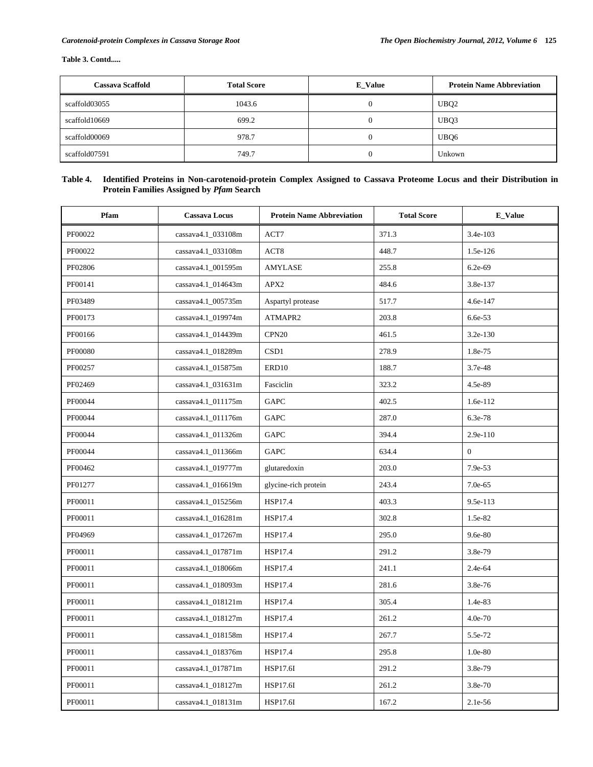**Table 3. Contd.....**

| Cassava Scaffold | Total Score | E_Value | Protein Name Abbreviation |
|---|---|---|---|
| scaffold03055 | 1043.6 | 0 | UBQ2 |
| scaffold10669 | 699.2 | 0 | UBQ3 |
| scaffold00069 | 978.7 | 0 | UBQ6 |
| scaffold07591 | 749.7 | 0 | Unkown |

**Table 4. Identified Proteins in Non-carotenoid-protein Complex Assigned to Cassava Proteome Locus and their Distribution in Protein Families Assigned by *Pfam* Search**

| Pfam | Cassava Locus | Protein Name Abbreviation | Total Score | E_Value |
|---|---|---|---|---|
| PF00022 | cassava4.1_033108m | ACT7 | 371.3 | 3.4e-103 |
| PF00022 | cassava4.1_033108m | ACT8 | 448.7 | 1.5e-126 |
| PF02806 | cassava4.1_001595m | AMYLASE | 255.8 | 6.2e-69 |
| PF00141 | cassava4.1_014643m | APX2 | 484.6 | 3.8e-137 |
| PF03489 | cassava4.1_005735m | Aspartyl protease | 517.7 | 4.6e-147 |
| PF00173 | cassava4.1_019974m | ATMAPR2 | 203.8 | 6.6e-53 |
| PF00166 | cassava4.1_014439m | CPN20 | 461.5 | 3.2e-130 |
| PF00080 | cassava4.1_018289m | CSD1 | 278.9 | 1.8e-75 |
| PF00257 | cassava4.1_015875m | ERD10 | 188.7 | 3.7e-48 |
| PF02469 | cassava4.1_031631m | Fasciclin | 323.2 | 4.5e-89 |
| PF00044 | cassava4.1_011175m | GAPC | 402.5 | 1.6e-112 |
| PF00044 | cassava4.1_011176m | GAPC | 287.0 | 6.3e-78 |
| PF00044 | cassava4.1_011326m | GAPC | 394.4 | 2.9e-110 |
| PF00044 | cassava4.1_011366m | GAPC | 634.4 | 0 |
| PF00462 | cassava4.1_019777m | glutaredoxin | 203.0 | 7.9e-53 |
| PF01277 | cassava4.1_016619m | glycine-rich protein | 243.4 | 7.0e-65 |
| PF00011 | cassava4.1_015256m | HSP17.4 | 403.3 | 9.5e-113 |
| PF00011 | cassava4.1_016281m | HSP17.4 | 302.8 | 1.5e-82 |
| PF04969 | cassava4.1_017267m | HSP17.4 | 295.0 | 9.6e-80 |
| PF00011 | cassava4.1_017871m | HSP17.4 | 291.2 | 3.8e-79 |
| PF00011 | cassava4.1_018066m | HSP17.4 | 241.1 | 2.4e-64 |
| PF00011 | cassava4.1_018093m | HSP17.4 | 281.6 | 3.8e-76 |
| PF00011 | cassava4.1_018121m | HSP17.4 | 305.4 | 1.4e-83 |
| PF00011 | cassava4.1_018127m | HSP17.4 | 261.2 | 4.0e-70 |
| PF00011 | cassava4.1_018158m | HSP17.4 | 267.7 | 5.5e-72 |
| PF00011 | cassava4.1_018376m | HSP17.4 | 295.8 | 1.0e-80 |
| PF00011 | cassava4.1_017871m | HSP17.6I | 291.2 | 3.8e-79 |
| PF00011 | cassava4.1_018127m | HSP17.6I | 261.2 | 3.8e-70 |
| PF00011 | cassava4.1_018131m | HSP17.6I | 167.2 | 2.1e-56 |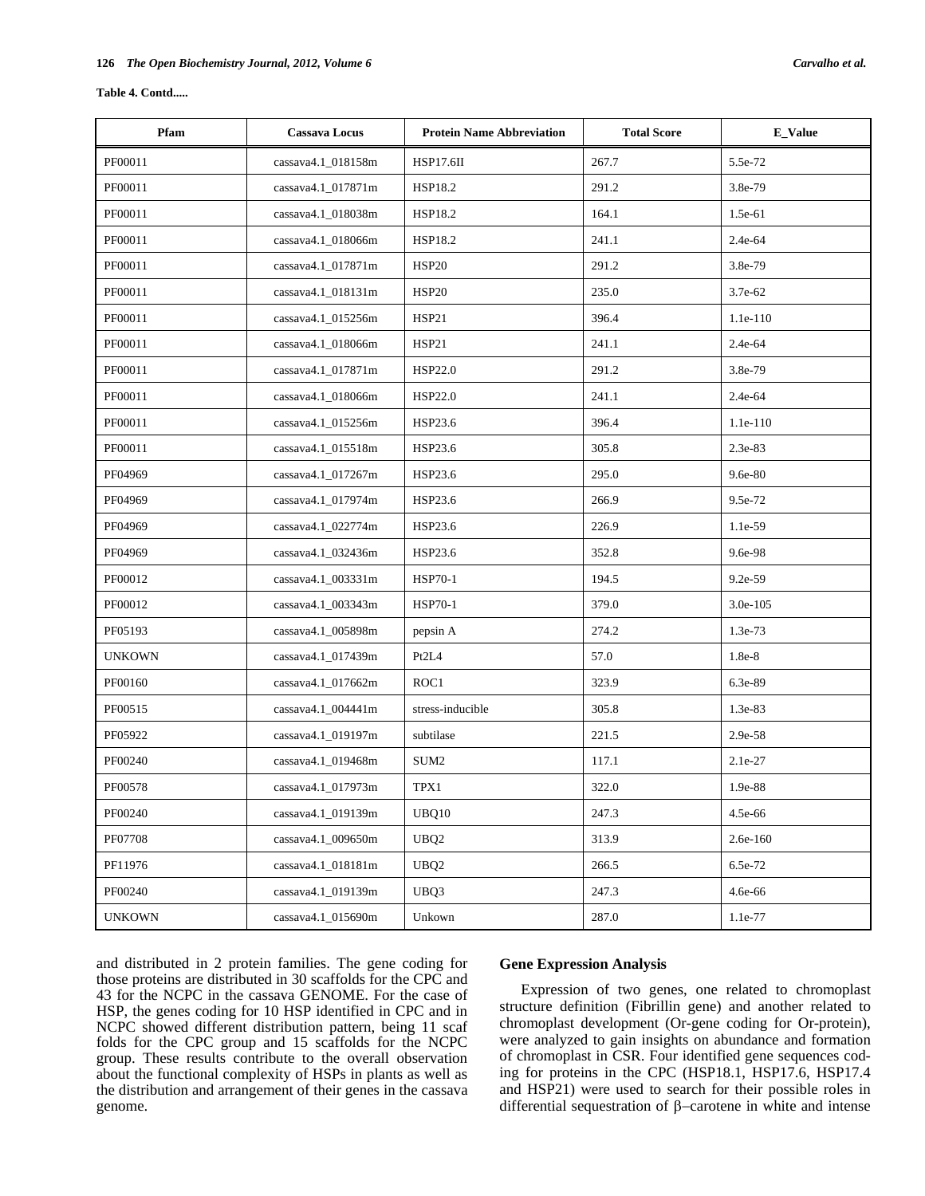**Table 4. Contd.....**

| Pfam | Cassava Locus | Protein Name Abbreviation | Total Score | E_Value |
|---|---|---|---|---|
| PF00011 | cassava4.1_018158m | HSP17.6II | 267.7 | 5.5e-72 |
| PF00011 | cassava4.1_017871m | HSP18.2 | 291.2 | 3.8e-79 |
| PF00011 | cassava4.1_018038m | HSP18.2 | 164.1 | 1.5e-61 |
| PF00011 | cassava4.1_018066m | HSP18.2 | 241.1 | 2.4e-64 |
| PF00011 | cassava4.1_017871m | HSP20 | 291.2 | 3.8e-79 |
| PF00011 | cassava4.1_018131m | HSP20 | 235.0 | 3.7e-62 |
| PF00011 | cassava4.1_015256m | HSP21 | 396.4 | 1.1e-110 |
| PF00011 | cassava4.1_018066m | HSP21 | 241.1 | 2.4e-64 |
| PF00011 | cassava4.1_017871m | HSP22.0 | 291.2 | 3.8e-79 |
| PF00011 | cassava4.1_018066m | HSP22.0 | 241.1 | 2.4e-64 |
| PF00011 | cassava4.1_015256m | HSP23.6 | 396.4 | 1.1e-110 |
| PF00011 | cassava4.1_015518m | HSP23.6 | 305.8 | 2.3e-83 |
| PF04969 | cassava4.1_017267m | HSP23.6 | 295.0 | 9.6e-80 |
| PF04969 | cassava4.1_017974m | HSP23.6 | 266.9 | 9.5e-72 |
| PF04969 | cassava4.1_022774m | HSP23.6 | 226.9 | 1.1e-59 |
| PF04969 | cassava4.1_032436m | HSP23.6 | 352.8 | 9.6e-98 |
| PF00012 | cassava4.1_003331m | HSP70-1 | 194.5 | 9.2e-59 |
| PF00012 | cassava4.1_003343m | HSP70-1 | 379.0 | 3.0e-105 |
| PF05193 | cassava4.1_005898m | pepsin A | 274.2 | 1.3e-73 |
| UNKOWN | cassava4.1_017439m | Pt2L4 | 57.0 | 1.8e-8 |
| PF00160 | cassava4.1_017662m | ROC1 | 323.9 | 6.3e-89 |
| PF00515 | cassava4.1_004441m | stress-inducible | 305.8 | 1.3e-83 |
| PF05922 | cassava4.1_019197m | subtilase | 221.5 | 2.9e-58 |
| PF00240 | cassava4.1_019468m | SUM2 | 117.1 | 2.1e-27 |
| PF00578 | cassava4.1_017973m | TPX1 | 322.0 | 1.9e-88 |
| PF00240 | cassava4.1_019139m | UBQ10 | 247.3 | 4.5e-66 |
| PF07708 | cassava4.1_009650m | UBQ2 | 313.9 | 2.6e-160 |
| PF11976 | cassava4.1_018181m | UBQ2 | 266.5 | 6.5e-72 |
| PF00240 | cassava4.1_019139m | UBQ3 | 247.3 | 4.6e-66 |
| UNKOWN | cassava4.1_015690m | Unkown | 287.0 | 1.1e-77 |

and distributed in 2 protein families. The gene coding for those proteins are distributed in 30 scaffolds for the CPC and 43 for the NCPC in the cassava GENOME. For the case of HSP, the genes coding for 10 HSP identified in CPC and in NCPC showed different distribution pattern, being 11 scaf folds for the CPC group and 15 scaffolds for the NCPC group. These results contribute to the overall observation about the functional complexity of HSPs in plants as well as the distribution and arrangement of their genes in the cassava genome.

### Gene Expression Analysis

Expression of two genes, one related to chromoplast structure definition (Fibrillin gene) and another related to chromoplast development (Or-gene coding for Or-protein), were analyzed to gain insights on abundance and formation of chromoplast in CSR. Four identified gene sequences coding for proteins in the CPC (HSP18.1, HSP17.6, HSP17.4 and HSP21) were used to search for their possible roles in differential sequestration of β–carotene in white and intense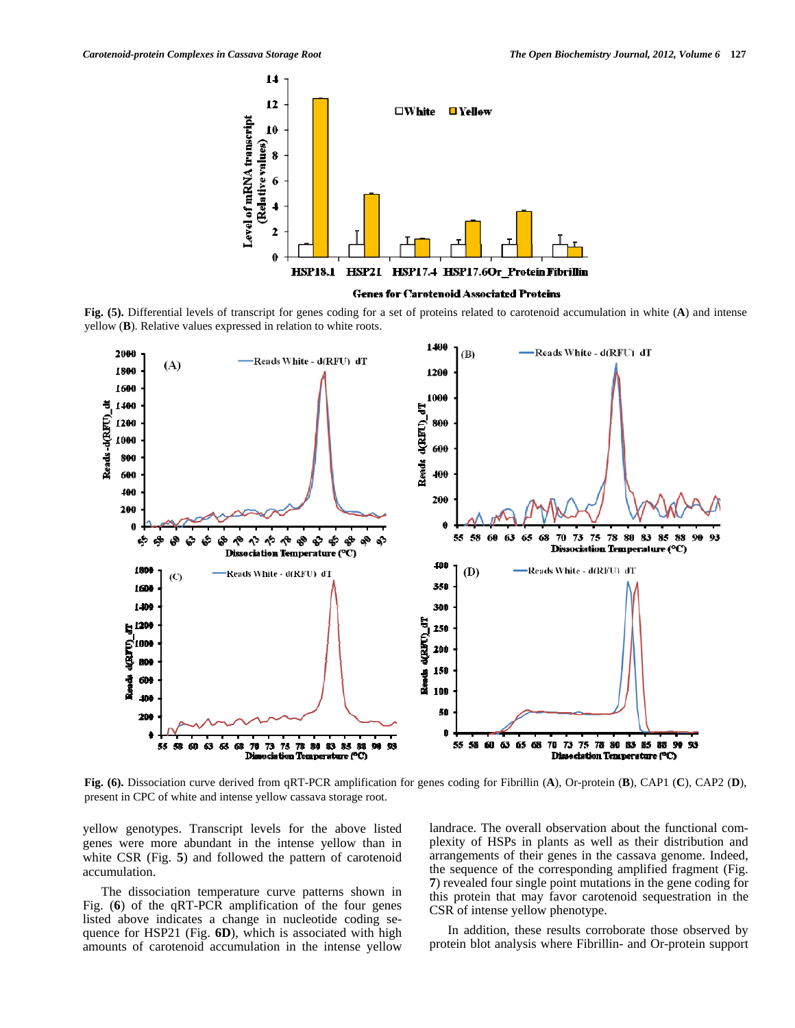Fig. (5). Differential levels of transcript for genes coding for a set of proteins related to carotenoid accumulation in white (**A**) and intense yellow (**B**). Relative values expressed in relation to white roots.

Fig. (6). Dissociation curve derived from qRT-PCR amplification for genes coding for Fibrillin (**A**), Or-protein (**B**), CAP1 (**C**), CAP2 (**D**), present in CPC of white and intense yellow cassava storage root.

yellow genotypes. Transcript levels for the above listed genes were more abundant in the intense yellow than in white CSR (Fig. **5**) and followed the pattern of carotenoid accumulation.

The dissociation temperature curve patterns shown in Fig. (**6**) of the qRT-PCR amplification of the four genes listed above indicates a change in nucleotide coding sequence for HSP21 (Fig. **6D**), which is associated with high amounts of carotenoid accumulation in the intense yellow landrace. The overall observation about the functional complexity of HSPs in plants as well as their distribution and arrangements of their genes in the cassava genome. Indeed, the sequence of the corresponding amplified fragment (Fig. **7**) revealed four single point mutations in the gene coding for this protein that may favor carotenoid sequestration in the CSR of intense yellow phenotype.

In addition, these results corroborate those observed by protein blot analysis where Fibrillin- and Or-protein support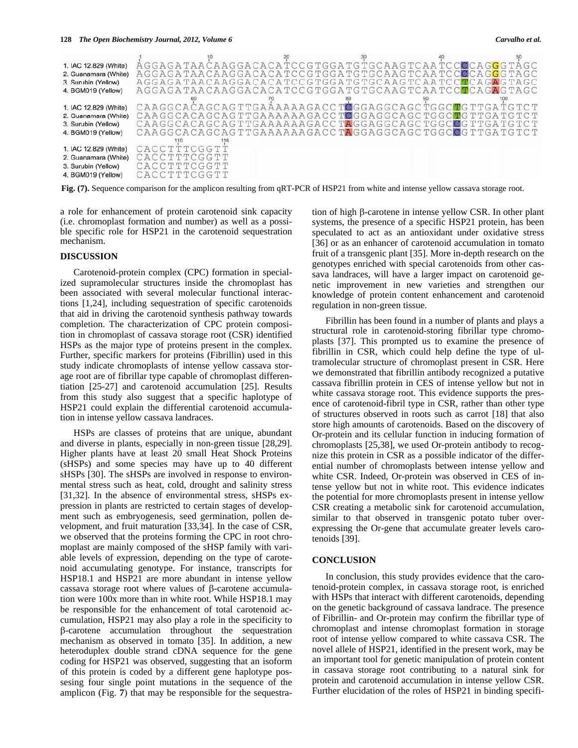```
                       1        10        20        30        40        50
1. IAC 12.829 (White)  AGGAGATAACAAGGACACATCCGTGGATGTGCAAGTCAATCCCCAGGGTAGC
2. Guanamara (White)   AGGAGATAACAAGGACACATCCGTGGATGTGCAAGTCAATCCCCAGGGTAGC
3. Surubin (Yellow)    AGGAGATAACAAGGACACATCCGTGGATGTGCAAGTCAATCCTCAGAGTAGC
4. BGM019 (Yellow)     AGGAGATAACAAGGACACATCCGTGGATGTGCAAGTCAATCCTCAGAGTAGC
                                60        70        80        90        100
1. IAC 12.829 (White)  CAAGGCACAGCAGTTGAAAAAAGACCTCGGAGGCAGCTGGCTGTTGATGTCT
2. Guanamara (White)   CAAGGCACAGCAGTTGAAAAAAGACCTCGGAGGCAGCTGGCTGTTGATGTCT
3. Surubin (Yellow)    CAAGGCACAGCAGTTGAAAAAAGACCTAGGAGGCAGCTGGCCGTTGATGTCT
4. BGM019 (Yellow)     CAAGGCACAGCAGTTGAAAAAAGACCTAGGAGGCAGCTGGCCGTTGATGTCT
                           110    116
1. IAC 12.829 (White)  CACCTTTCGGTT
2. Guanamara (White)   CACCTTTCGGTT
3. Surubin (Yellow)    CACCTTTCGGTT
4. BGM019 (Yellow)     CACCTTTCGGTT
```

**Fig. (7).** Sequence comparison for the amplicon resulting from qRT-PCR of HSP21 from white and intense yellow cassava storage root.

a role for enhancement of protein carotenoid sink capacity (i.e. chromoplast formation and number) as well as a possible specific role for HSP21 in the carotenoid sequestration mechanism.

## DISCUSSION

Carotenoid-protein complex (CPC) formation in specialized supramolecular structures inside the chromoplast has been associated with several molecular functional interactions [1,24], including sequestration of specific carotenoids that aid in driving the carotenoid synthesis pathway towards completion. The characterization of CPC protein composition in chromoplast of cassava storage root (CSR) identified HSPs as the major type of proteins present in the complex. Further, specific markers for proteins (Fibrillin) used in this study indicate chromoplasts of intense yellow cassava storage root are of fibrillar type capable of chromoplast differentiation [25-27] and carotenoid accumulation [25]. Results from this study also suggest that a specific haplotype of HSP21 could explain the differential carotenoid accumulation in intense yellow cassava landraces.

HSPs are classes of proteins that are unique, abundant and diverse in plants, especially in non-green tissue [28,29]. Higher plants have at least 20 small Heat Shock Proteins (sHSPs) and some species may have up to 40 different sHSPs [30]. The sHSPs are involved in response to environmental stress such as heat, cold, drought and salinity stress [31,32]. In the absence of environmental stress, sHSPs expression in plants are restricted to certain stages of development such as embryogenesis, seed germination, pollen development, and fruit maturation [33,34]. In the case of CSR, we observed that the proteins forming the CPC in root chromoplast are mainly composed of the sHSP family with variable levels of expression, depending on the type of carotenoid accumulating genotype. For instance, transcripts for HSP18.1 and HSP21 are more abundant in intense yellow cassava storage root where values of β-carotene accumulation were 100x more than in white root. While HSP18.1 may be responsible for the enhancement of total carotenoid accumulation, HSP21 may also play a role in the specificity to β-carotene accumulation throughout the sequestration mechanism as observed in tomato [35]. In addition, a new heteroduplex double strand cDNA sequence for the gene coding for HSP21 was observed, suggesting that an isoform of this protein is coded by a different gene haplotype possesing four single point mutations in the sequence of the amplicon (Fig. **7**) that may be responsible for the sequestration of high β-carotene in intense yellow CSR. In other plant systems, the presence of a specific HSP21 protein, has been speculated to act as an antioxidant under oxidative stress [36] or as an enhancer of carotenoid accumulation in tomato fruit of a transgenic plant [35]. More in-depth research on the genotypes enriched with special carotenoids from other cassava landraces, will have a larger impact on carotenoid genetic improvement in new varieties and strengthen our knowledge of protein content enhancement and carotenoid regulation in non-green tissue.

Fibrillin has been found in a number of plants and plays a structural role in carotenoid-storing fibrillar type chromoplasts [37]. This prompted us to examine the presence of fibrillin in CSR, which could help define the type of ultramolecular structure of chromoplast present in CSR. Here we demonstrated that fibrillin antibody recognized a putative cassava fibrillin protein in CES of intense yellow but not in white cassava storage root. This evidence supports the presence of carotenoid-fibril type in CSR, rather than other type of structures observed in roots such as carrot [18] that also store high amounts of carotenoids. Based on the discovery of Or-protein and its cellular function in inducing formation of chromoplasts [25,38], we used Or-protein antibody to recognize this protein in CSR as a possible indicator of the differential number of chromoplasts between intense yellow and white CSR. Indeed, Or-protein was observed in CES of intense yellow but not in white root. This evidence indicates the potential for more chromoplasts present in intense yellow CSR creating a metabolic sink for carotenoid accumulation, similar to that observed in transgenic potato tuber overexpressing the Or-gene that accumulate greater levels carotenoids [39].

## CONCLUSION

In conclusion, this study provides evidence that the carotenoid-protein complex, in cassava storage root, is enriched with HSPs that interact with different carotenoids, depending on the genetic background of cassava landrace. The presence of Fibrillin- and Or-protein may confirm the fibrillar type of chromoplast and intense chromoplast formation in storage root of intense yellow compared to white cassava CSR. The novel allele of HSP21, identified in the present work, may be an important tool for genetic manipulation of protein content in cassava storage root contributing to a natural sink for protein and carotenoid accumulation in intense yellow CSR. Further elucidation of the roles of HSP21 in binding specifi-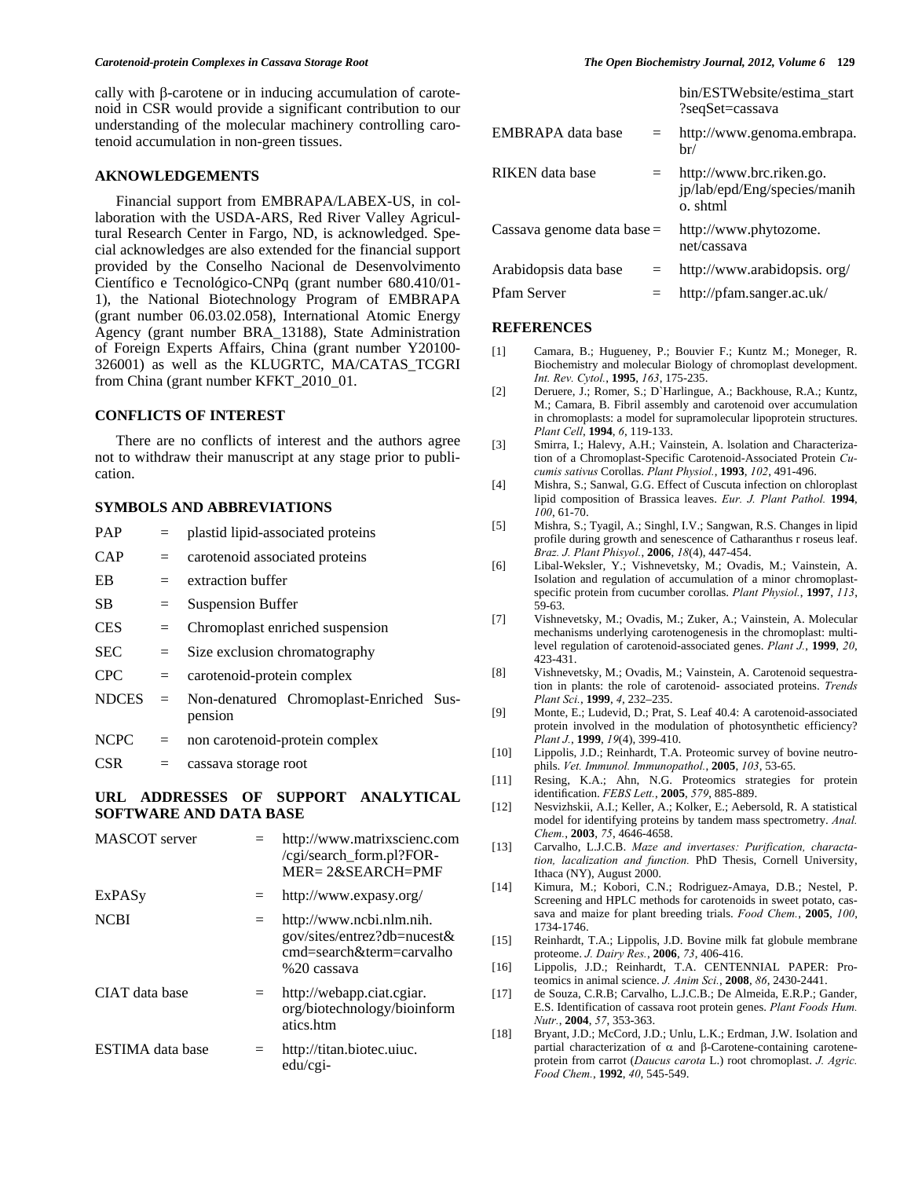cally with β-carotene or in inducing accumulation of carotenoid in CSR would provide a significant contribution to our understanding of the molecular machinery controlling carotenoid accumulation in non-green tissues.

## AKNOWLEDGEMENTS

Financial support from EMBRAPA/LABEX-US, in collaboration with the USDA-ARS, Red River Valley Agricultural Research Center in Fargo, ND, is acknowledged. Special acknowledges are also extended for the financial support provided by the Conselho Nacional de Desenvolvimento Científico e Tecnológico-CNPq (grant number 680.410/01-1), the National Biotechnology Program of EMBRAPA (grant number 06.03.02.058), International Atomic Energy Agency (grant number BRA_13188), State Administration of Foreign Experts Affairs, China (grant number Y20100-326001) as well as the KLUGRTC, MA/CATAS_TCGRI from China (grant number KFKT_2010_01.

## CONFLICTS OF INTEREST

There are no conflicts of interest and the authors agree not to withdraw their manuscript at any stage prior to publication.

## SYMBOLS AND ABBREVIATIONS

| | | |
|---|---|---|
| PAP | = | plastid lipid-associated proteins |
| CAP | = | carotenoid associated proteins |
| EB | = | extraction buffer |
| SB | = | Suspension Buffer |
| CES | = | Chromoplast enriched suspension |
| SEC | = | Size exclusion chromatography |
| CPC | = | carotenoid-protein complex |
| NDCES | = | Non-denatured Chromoplast-Enriched Suspension |
| NCPC | = | non carotenoid-protein complex |
| CSR | = | cassava storage root |

## URL ADDRESSES OF SUPPORT ANALYTICAL SOFTWARE AND DATA BASE

| | | |
|---|---|---|
| MASCOT server | = | http://www.matrixscienc.com/cgi/search_form.pl?FORMER= 2&SEARCH=PMF |
| ExPASy | = | http://www.expasy.org/ |
| NCBI | = | http://www.ncbi.nlm.nih.gov/sites/entrez?db=nucest&cmd=search&term=carvalho%20 cassava |
| CIAT data base | = | http://webapp.ciat.cgiar.org/biotechnology/bioinformatics.htm |
| ESTIMA data base | = | http://titan.biotec.uiuc.edu/cgi-bin/ESTWebsite/estima_start?seqSet=cassava |
| EMBRAPA data base | = | http://www.genoma.embrapa.br/ |
| RIKEN data base | = | http://www.brc.riken.go.jp/lab/epd/Eng/species/manih o. shtml |
| Cassava genome data base | = | http://www.phytozome.net/cassava |
| Arabidopsis data base | = | http://www.arabidopsis. org/ |
| Pfam Server | = | http://pfam.sanger.ac.uk/ |

## REFERENCES

[1] Camara, B.; Hugueney, P.; Bouvier F.; Kuntz M.; Moneger, R. Biochemistry and molecular Biology of chromoplast development. *Int. Rev. Cytol.*, **1995**, *163*, 175-235.

[2] Deruere, J.; Romer, S.; D`Harlingue, A.; Backhouse, R.A.; Kuntz, M.; Camara, B. Fibril assembly and carotenoid over accumulation in chromoplasts: a model for supramolecular lipoprotein structures. *Plant Cell*, **1994**, *6*, 119-133.

[3] Smirra, I.; Halevy, A.H.; Vainstein, A. lsolation and Characterization of a Chromoplast-Specific Carotenoid-Associated Protein *Cucumis sativus* Corollas. *Plant Physiol.*, **1993**, *102*, 491-496.

[4] Mishra, S.; Sanwal, G.G. Effect of Cuscuta infection on chloroplast lipid composition of Brassica leaves. *Eur. J. Plant Pathol.* **1994**, *100*, 61-70.

[5] Mishra, S.; Tyagil, A.; Singhl, I.V.; Sangwan, R.S. Changes in lipid profile during growth and senescence of Catharanthus r roseus leaf. *Braz. J. Plant Phisyol.*, **2006**, *18*(4), 447-454.

[6] Libal-Weksler, Y.; Vishnevetsky, M.; Ovadis, M.; Vainstein, A. Isolation and regulation of accumulation of a minor chromoplast-specific protein from cucumber corollas. *Plant Physiol.*, **1997**, *113*, 59-63.

[7] Vishnevetsky, M.; Ovadis, M.; Zuker, A.; Vainstein, A. Molecular mechanisms underlying carotenogenesis in the chromoplast: multi-level regulation of carotenoid-associated genes. *Plant J.*, **1999**, *20*, 423-431.

[8] Vishnevetsky, M.; Ovadis, M.; Vainstein, A. Carotenoid sequestration in plants: the role of carotenoid- associated proteins. *Trends Plant Sci.*, **1999**, *4*, 232–235.

[9] Monte, E.; Ludevid, D.; Prat, S. Leaf 40.4: A carotenoid-associated protein involved in the modulation of photosynthetic efficiency? *Plant J.*, **1999**, *19*(4), 399-410.

[10] Lippolis, J.D.; Reinhardt, T.A. Proteomic survey of bovine neutrophils. *Vet. Immunol. Immunopathol.*, **2005**, *103*, 53-65.

[11] Resing, K.A.; Ahn, N.G. Proteomics strategies for protein identification. *FEBS Lett.*, **2005**, *579*, 885-889.

[12] Nesvizhskii, A.I.; Keller, A.; Kolker, E.; Aebersold, R. A statistical model for identifying proteins by tandem mass spectrometry. *Anal. Chem.*, **2003**, *75*, 4646-4658.

[13] Carvalho, L.J.C.B. *Maze and invertases: Purification, charactation, lacalization and function.* PhD Thesis, Cornell University, Ithaca (NY), August 2000.

[14] Kimura, M.; Kobori, C.N.; Rodriguez-Amaya, D.B.; Nestel, P. Screening and HPLC methods for carotenoids in sweet potato, cassava and maize for plant breeding trials. *Food Chem.*, **2005**, *100*, 1734-1746.

[15] Reinhardt, T.A.; Lippolis, J.D. Bovine milk fat globule membrane proteome. *J. Dairy Res.*, **2006**, *73*, 406-416.

[16] Lippolis, J.D.; Reinhardt, T.A. CENTENNIAL PAPER: Proteomics in animal science. *J. Anim Sci.*, **2008**, *86*, 2430-2441.

[17] de Souza, C.R.B; Carvalho, L.J.C.B.; De Almeida, E.R.P.; Gander, E.S. Identification of cassava root protein genes. *Plant Foods Hum. Nutr.*, **2004**, *57*, 353-363.

[18] Bryant, J.D.; McCord, J.D.; Unlu, L.K.; Erdman, J.W. Isolation and partial characterization of α and β-Carotene-containing carotene-protein from carrot (*Daucus carota* L.) root chromoplast. *J. Agric. Food Chem.*, **1992**, *40*, 545-549.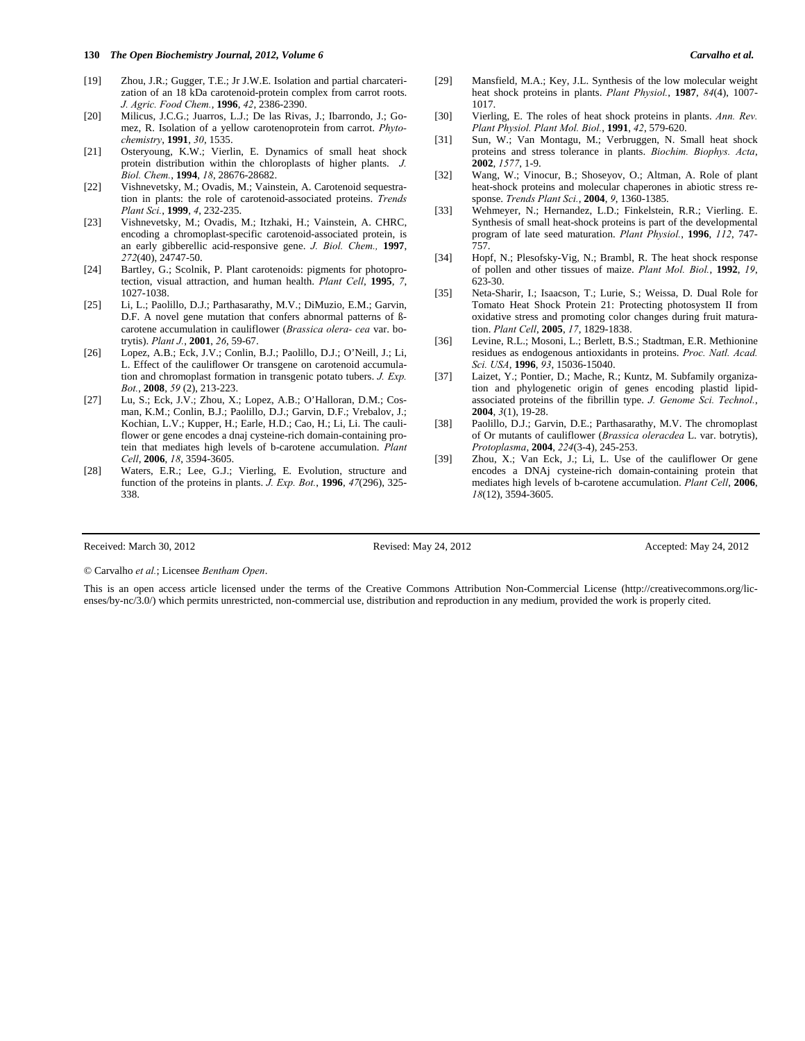[19] Zhou, J.R.; Gugger, T.E.; Jr J.W.E. Isolation and partial charcaterization of an 18 kDa carotenoid-protein complex from carrot roots. *J. Agric. Food Chem.*, **1996**, *42*, 2386-2390.

[20] Milicus, J.C.G.; Juarros, L.J.; De las Rivas, J.; Ibarrondo, J.; Gomez, R. Isolation of a yellow carotenoprotein from carrot. *Phytochemistry*, **1991**, *30*, 1535.

[21] Osteryoung, K.W.; Vierlin, E. Dynamics of small heat shock protein distribution within the chloroplasts of higher plants. *J. Biol. Chem.*, **1994**, *18*, 28676-28682.

[22] Vishnevetsky, M.; Ovadis, M.; Vainstein, A. Carotenoid sequestration in plants: the role of carotenoid-associated proteins. *Trends Plant Sci.*, **1999**, *4*, 232-235.

[23] Vishnevetsky, M.; Ovadis, M.; Itzhaki, H.; Vainstein, A. CHRC, encoding a chromoplast-specific carotenoid-associated protein, is an early gibberellic acid-responsive gene. *J. Biol. Chem.,* **1997**, *272*(40), 24747-50.

[24] Bartley, G.; Scolnik, P. Plant carotenoids: pigments for photoprotection, visual attraction, and human health. *Plant Cell*, **1995**, *7*, 1027-1038.

[25] Li, L.; Paolillo, D.J.; Parthasarathy, M.V.; DiMuzio, E.M.; Garvin, D.F. A novel gene mutation that confers abnormal patterns of ß-carotene accumulation in cauliflower (*Brassica olera- cea* var. botrytis). *Plant J.,* **2001**, *26*, 59-67.

[26] Lopez, A.B.; Eck, J.V.; Conlin, B.J.; Paolillo, D.J.; O'Neill, J.; Li, L. Effect of the cauliflower Or transgene on carotenoid accumulation and chromoplast formation in transgenic potato tubers. *J. Exp. Bot.*, **2008**, *59* (2), 213-223.

[27] Lu, S.; Eck, J.V.; Zhou, X.; Lopez, A.B.; O'Halloran, D.M.; Cosman, K.M.; Conlin, B.J.; Paolillo, D.J.; Garvin, D.F.; Vrebalov, J.; Kochian, L.V.; Kupper, H.; Earle, H.D.; Cao, H.; Li, Li. The cauliflower or gene encodes a dnaj cysteine-rich domain-containing protein that mediates high levels of b-carotene accumulation. *Plant Cell*, **2006**, *18*, 3594-3605.

[28] Waters, E.R.; Lee, G.J.; Vierling, E. Evolution, structure and function of the proteins in plants. *J. Exp. Bot.*, **1996**, *47*(296), 325-338.

[29] Mansfield, M.A.; Key, J.L. Synthesis of the low molecular weight heat shock proteins in plants. *Plant Physiol.*, **1987**, *84*(4), 1007-1017.

[30] Vierling, E. The roles of heat shock proteins in plants. *Ann. Rev. Plant Physiol. Plant Mol. Biol.*, **1991**, *42*, 579-620.

[31] Sun, W.; Van Montagu, M.; Verbruggen, N. Small heat shock proteins and stress tolerance in plants. *Biochim. Biophys. Acta*, **2002**, *1577*, 1-9.

[32] Wang, W.; Vinocur, B.; Shoseyov, O.; Altman, A. Role of plant heat-shock proteins and molecular chaperones in abiotic stress response. *Trends Plant Sci.*, **2004**, *9*, 1360-1385.

[33] Wehmeyer, N.; Hernandez, L.D.; Finkelstein, R.R.; Vierling. E. Synthesis of small heat-shock proteins is part of the developmental program of late seed maturation. *Plant Physiol.*, **1996**, *112*, 747-757.

[34] Hopf, N.; Plesofsky-Vig, N.; Brambl, R. The heat shock response of pollen and other tissues of maize. *Plant Mol. Biol.*, **1992**, *19*, 623-30.

[35] Neta-Sharir, I.; Isaacson, T.; Lurie, S.; Weissa, D. Dual Role for Tomato Heat Shock Protein 21: Protecting photosystem II from oxidative stress and promoting color changes during fruit maturation. *Plant Cell*, **2005**, *17*, 1829-1838.

[36] Levine, R.L.; Mosoni, L.; Berlett, B.S.; Stadtman, E.R. Methionine residues as endogenous antioxidants in proteins. *Proc. Natl. Acad. Sci. USA*, **1996**, *93*, 15036-15040.

[37] Laizet, Y.; Pontier, D.; Mache, R.; Kuntz, M. Subfamily organization and phylogenetic origin of genes encoding plastid lipid-associated proteins of the fibrillin type. *J. Genome Sci. Technol.*, **2004**, *3*(1), 19-28.

[38] Paolillo, D.J.; Garvin, D.E.; Parthasarathy, M.V. The chromoplast of Or mutants of cauliflower (*Brassica oleracdea* L. var. botrytis), *Protoplasma*, **2004**, *224*(3-4), 245-253.

[39] Zhou, X.; Van Eck, J.; Li, L. Use of the cauliflower Or gene encodes a DNAj cysteine-rich domain-containing protein that mediates high levels of b-carotene accumulation. *Plant Cell*, **2006**, *18*(12), 3594-3605.

Received: March 30, 2012 Revised: May 24, 2012 Accepted: May 24, 2012

© Carvalho *et al.*; Licensee *Bentham Open*.

This is an open access article licensed under the terms of the Creative Commons Attribution Non-Commercial License (http://creativecommons.org/licenses/by-nc/3.0/) which permits unrestricted, non-commercial use, distribution and reproduction in any medium, provided the work is properly cited.